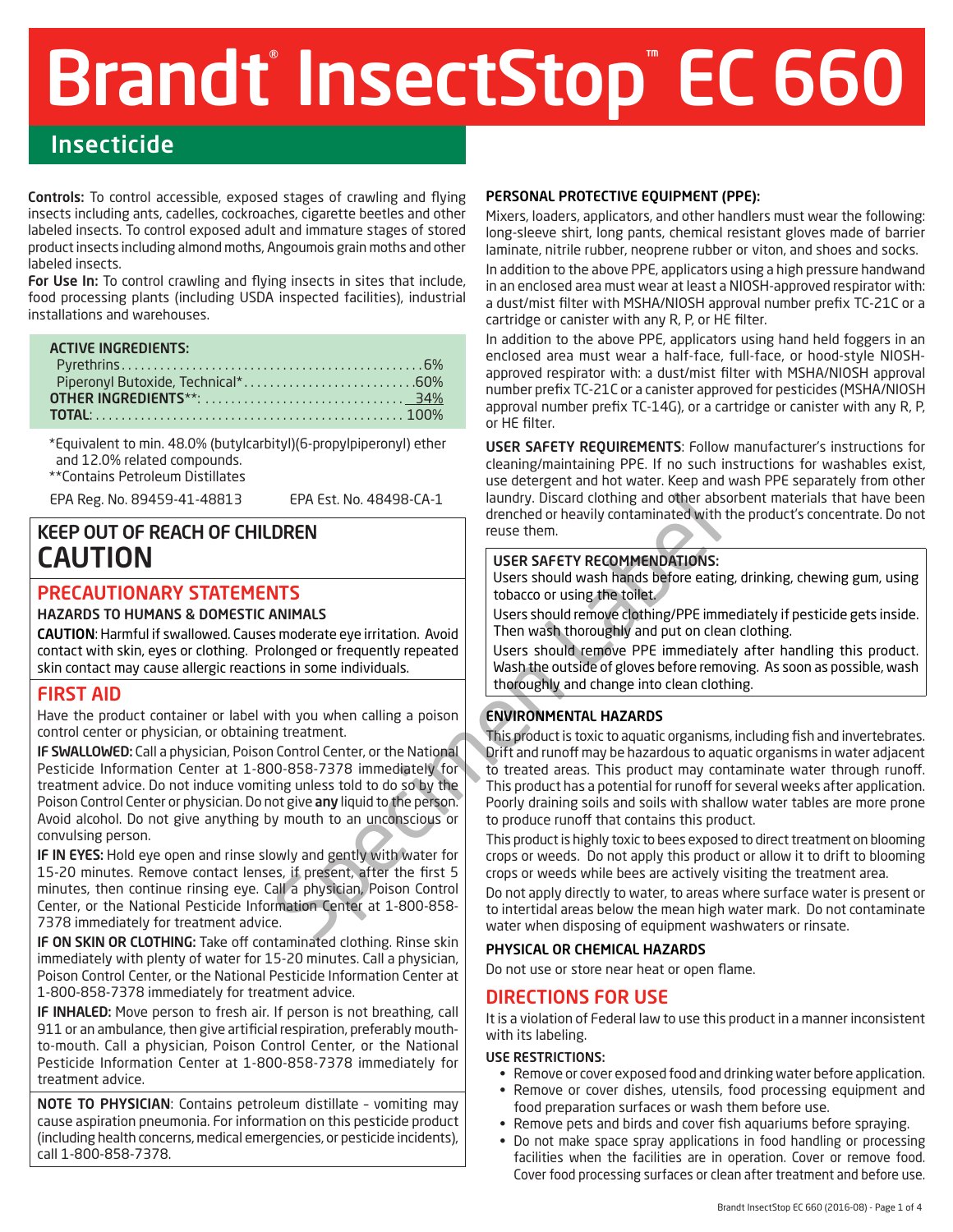# Brandt® InsectStop™ EC 660

## Insecticide

**Controls:** To control accessible, exposed stages of crawling and flying insects including ants, cadelles, cockroaches, cigarette beetles and other labeled insects. To control exposed adult and immature stages of stored product insects including almond moths, Angoumois grain moths and other labeled insects.

**For Use In:** To control crawling and flying insects in sites that include, food processing plants (including USDA inspected facilities), industrial installations and warehouses.

| ACTIVE INGREDIENTS: | |
|---|---|
| Pyrethrins | 6% |
| Piperonyl Butoxide, Technical* | 60% |
| **OTHER INGREDIENTS****: | 34% |
| **TOTAL**: | 100% |

*Equivalent to min. 48.0% (butylcarbityl)(6-propylpiperonyl) ether and 12.0% related compounds.
**Contains Petroleum Distillates

EPA Reg. No. 89459-41-48813 EPA Est. No. 48498-CA-1

## KEEP OUT OF REACH OF CHILDREN
## CAUTION

## PRECAUTIONARY STATEMENTS

### HAZARDS TO HUMANS & DOMESTIC ANIMALS

**CAUTION**: Harmful if swallowed. Causes moderate eye irritation. Avoid contact with skin, eyes or clothing. Prolonged or frequently repeated skin contact may cause allergic reactions in some individuals.

## FIRST AID

Have the product container or label with you when calling a poison control center or physician, or obtaining treatment.

**IF SWALLOWED:** Call a physician, Poison Control Center, or the National Pesticide Information Center at 1-800-858-7378 immediately for treatment advice. Do not induce vomiting unless told to do so by the Poison Control Center or physician. Do not give **any** liquid to the person. Avoid alcohol. Do not give anything by mouth to an unconscious or convulsing person.

**IF IN EYES:** Hold eye open and rinse slowly and gently with water for 15-20 minutes. Remove contact lenses, if present, after the first 5 minutes, then continue rinsing eye. Call a physician, Poison Control Center, or the National Pesticide Information Center at 1-800-858-7378 immediately for treatment advice.

**IF ON SKIN OR CLOTHING:** Take off contaminated clothing. Rinse skin immediately with plenty of water for 15-20 minutes. Call a physician, Poison Control Center, or the National Pesticide Information Center at 1-800-858-7378 immediately for treatment advice.

**IF INHALED:** Move person to fresh air. If person is not breathing, call 911 or an ambulance, then give artificial respiration, preferably mouth-to-mouth. Call a physician, Poison Control Center, or the National Pesticide Information Center at 1-800-858-7378 immediately for treatment advice.

**NOTE TO PHYSICIAN**: Contains petroleum distillate – vomiting may cause aspiration pneumonia. For information on this pesticide product (including health concerns, medical emergencies, or pesticide incidents), call 1-800-858-7378.

### PERSONAL PROTECTIVE EQUIPMENT (PPE):

Mixers, loaders, applicators, and other handlers must wear the following: long-sleeve shirt, long pants, chemical resistant gloves made of barrier laminate, nitrile rubber, neoprene rubber or viton, and shoes and socks.

In addition to the above PPE, applicators using a high pressure handwand in an enclosed area must wear at least a NIOSH-approved respirator with: a dust/mist filter with MSHA/NIOSH approval number prefix TC-21C or a cartridge or canister with any R, P, or HE filter.

In addition to the above PPE, applicators using hand held foggers in an enclosed area must wear a half-face, full-face, or hood-style NIOSH-approved respirator with: a dust/mist filter with MSHA/NIOSH approval number prefix TC-21C or a canister approved for pesticides (MSHA/NIOSH approval number prefix TC-14G), or a cartridge or canister with any R, P, or HE filter.

**USER SAFETY REQUIREMENTS**: Follow manufacturer's instructions for cleaning/maintaining PPE. If no such instructions for washables exist, use detergent and hot water. Keep and wash PPE separately from other laundry. Discard clothing and other absorbent materials that have been drenched or heavily contaminated with the product's concentrate. Do not reuse them.

**USER SAFETY RECOMMENDATIONS:**

Users should wash hands before eating, drinking, chewing gum, using tobacco or using the toilet.

Users should remove clothing/PPE immediately if pesticide gets inside. Then wash thoroughly and put on clean clothing.

Users should remove PPE immediately after handling this product. Wash the outside of gloves before removing. As soon as possible, wash thoroughly and change into clean clothing.

### ENVIRONMENTAL HAZARDS

This product is toxic to aquatic organisms, including fish and invertebrates. Drift and runoff may be hazardous to aquatic organisms in water adjacent to treated areas. This product may contaminate water through runoff. This product has a potential for runoff for several weeks after application. Poorly draining soils and soils with shallow water tables are more prone to produce runoff that contains this product.

This product is highly toxic to bees exposed to direct treatment on blooming crops or weeds. Do not apply this product or allow it to drift to blooming crops or weeds while bees are actively visiting the treatment area.

Do not apply directly to water, to areas where surface water is present or to intertidal areas below the mean high water mark. Do not contaminate water when disposing of equipment washwaters or rinsate.

### PHYSICAL OR CHEMICAL HAZARDS

Do not use or store near heat or open flame.

## DIRECTIONS FOR USE

It is a violation of Federal law to use this product in a manner inconsistent with its labeling.

### USE RESTRICTIONS:

- Remove or cover exposed food and drinking water before application.
- Remove or cover dishes, utensils, food processing equipment and food preparation surfaces or wash them before use.
- Remove pets and birds and cover fish aquariums before spraying.
- Do not make space spray applications in food handling or processing facilities when the facilities are in operation. Cover or remove food. Cover food processing surfaces or clean after treatment and before use.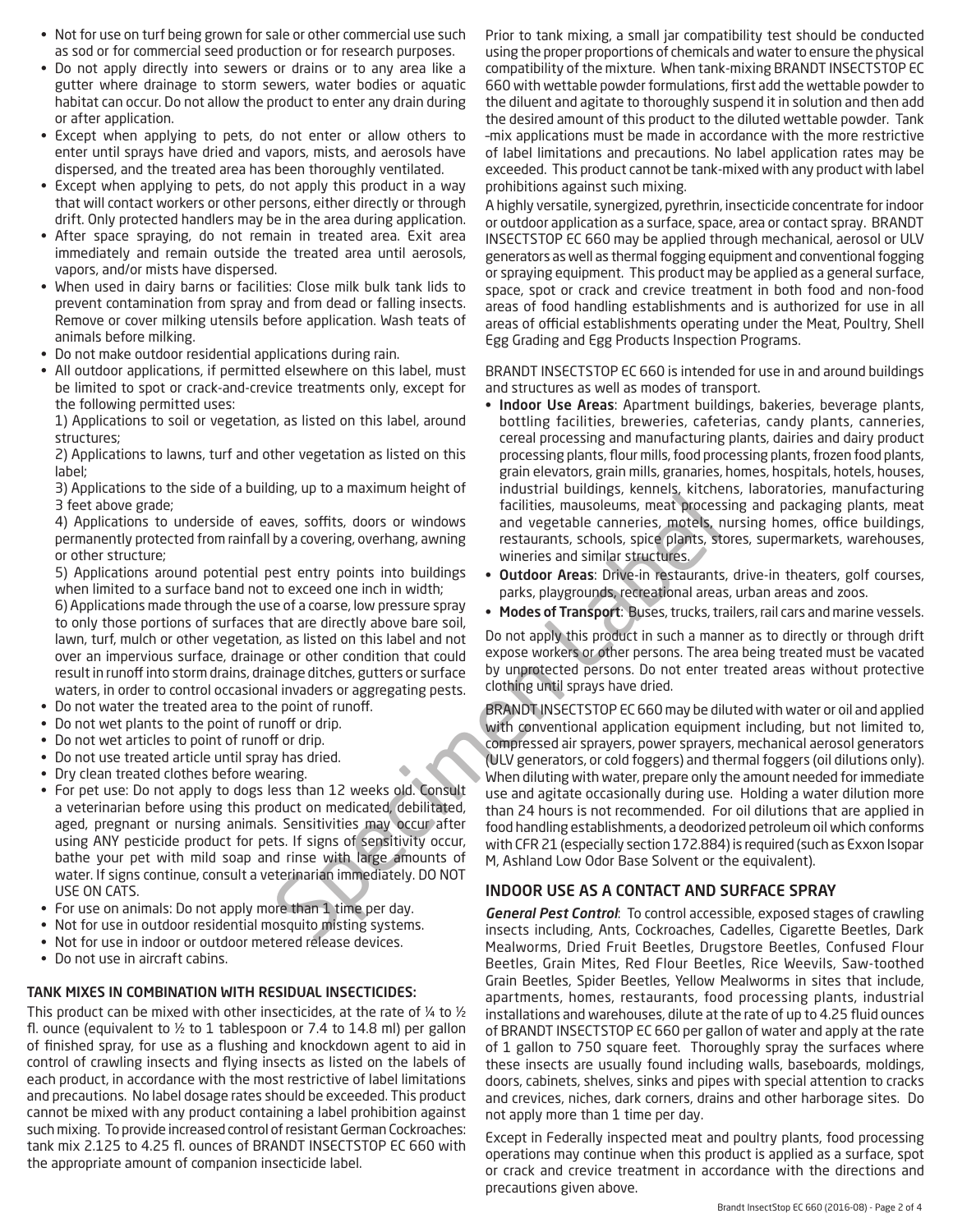- Not for use on turf being grown for sale or other commercial use such as sod or for commercial seed production or for research purposes.
- Do not apply directly into sewers or drains or to any area like a gutter where drainage to storm sewers, water bodies or aquatic habitat can occur. Do not allow the product to enter any drain during or after application.
- Except when applying to pets, do not enter or allow others to enter until sprays have dried and vapors, mists, and aerosols have dispersed, and the treated area has been thoroughly ventilated.
- Except when applying to pets, do not apply this product in a way that will contact workers or other persons, either directly or through drift. Only protected handlers may be in the area during application.
- After space spraying, do not remain in treated area. Exit area immediately and remain outside the treated area until aerosols, vapors, and/or mists have dispersed.
- When used in dairy barns or facilities: Close milk bulk tank lids to prevent contamination from spray and from dead or falling insects. Remove or cover milking utensils before application. Wash teats of animals before milking.
- Do not make outdoor residential applications during rain.
- All outdoor applications, if permitted elsewhere on this label, must be limited to spot or crack-and-crevice treatments only, except for the following permitted uses:

  1) Applications to soil or vegetation, as listed on this label, around structures;

  2) Applications to lawns, turf and other vegetation as listed on this label;

  3) Applications to the side of a building, up to a maximum height of 3 feet above grade;

  4) Applications to underside of eaves, soffits, doors or windows permanently protected from rainfall by a covering, overhang, awning or other structure;

  5) Applications around potential pest entry points into buildings when limited to a surface band not to exceed one inch in width;

  6) Applications made through the use of a coarse, low pressure spray to only those portions of surfaces that are directly above bare soil, lawn, turf, mulch or other vegetation, as listed on this label and not over an impervious surface, drainage or other condition that could result in runoff into storm drains, drainage ditches, gutters or surface waters, in order to control occasional invaders or aggregating pests.
- Do not water the treated area to the point of runoff.
- Do not wet plants to the point of runoff or drip.
- Do not wet articles to point of runoff or drip.
- Do not use treated article until spray has dried.
- Dry clean treated clothes before wearing.
- For pet use: Do not apply to dogs less than 12 weeks old. Consult a veterinarian before using this product on medicated, debilitated, aged, pregnant or nursing animals. Sensitivities may occur after using ANY pesticide product for pets. If signs of sensitivity occur, bathe your pet with mild soap and rinse with large amounts of water. If signs continue, consult a veterinarian immediately. DO NOT USE ON CATS.
- For use on animals: Do not apply more than 1 time per day.
- Not for use in outdoor residential mosquito misting systems.
- Not for use in indoor or outdoor metered release devices.
- Do not use in aircraft cabins.

## TANK MIXES IN COMBINATION WITH RESIDUAL INSECTICIDES:

This product can be mixed with other insecticides, at the rate of ¼ to ½ fl. ounce (equivalent to ½ to 1 tablespoon or 7.4 to 14.8 ml) per gallon of finished spray, for use as a flushing and knockdown agent to aid in control of crawling insects and flying insects as listed on the labels of each product, in accordance with the most restrictive of label limitations and precautions. No label dosage rates should be exceeded. This product cannot be mixed with any product containing a label prohibition against such mixing. To provide increased control of resistant German Cockroaches: tank mix 2.125 to 4.25 fl. ounces of BRANDT INSECTSTOP EC 660 with the appropriate amount of companion insecticide label.

Prior to tank mixing, a small jar compatibility test should be conducted using the proper proportions of chemicals and water to ensure the physical compatibility of the mixture. When tank-mixing BRANDT INSECTSTOP EC 660 with wettable powder formulations, first add the wettable powder to the diluent and agitate to thoroughly suspend it in solution and then add the desired amount of this product to the diluted wettable powder. Tank -mix applications must be made in accordance with the more restrictive of label limitations and precautions. No label application rates may be exceeded. This product cannot be tank-mixed with any product with label prohibitions against such mixing.

A highly versatile, synergized, pyrethrin, insecticide concentrate for indoor or outdoor application as a surface, space, area or contact spray. BRANDT INSECTSTOP EC 660 may be applied through mechanical, aerosol or ULV generators as well as thermal fogging equipment and conventional fogging or spraying equipment. This product may be applied as a general surface, space, spot or crack and crevice treatment in both food and non-food areas of food handling establishments and is authorized for use in all areas of official establishments operating under the Meat, Poultry, Shell Egg Grading and Egg Products Inspection Programs.

BRANDT INSECTSTOP EC 660 is intended for use in and around buildings and structures as well as modes of transport.

- **Indoor Use Areas**: Apartment buildings, bakeries, beverage plants, bottling facilities, breweries, cafeterias, candy plants, canneries, cereal processing and manufacturing plants, dairies and dairy product processing plants, flour mills, food processing plants, frozen food plants, grain elevators, grain mills, granaries, homes, hospitals, hotels, houses, industrial buildings, kennels, kitchens, laboratories, manufacturing facilities, mausoleums, meat processing and packaging plants, meat and vegetable canneries, motels, nursing homes, office buildings, restaurants, schools, spice plants, stores, supermarkets, warehouses, wineries and similar structures.
- **Outdoor Areas**: Drive-in restaurants, drive-in theaters, golf courses, parks, playgrounds, recreational areas, urban areas and zoos.
- **Modes of Transport**: Buses, trucks, trailers, rail cars and marine vessels.

Do not apply this product in such a manner as to directly or through drift expose workers or other persons. The area being treated must be vacated by unprotected persons. Do not enter treated areas without protective clothing until sprays have dried.

BRANDT INSECTSTOP EC 660 may be diluted with water or oil and applied with conventional application equipment including, but not limited to, compressed air sprayers, power sprayers, mechanical aerosol generators (ULV generators, or cold foggers) and thermal foggers (oil dilutions only). When diluting with water, prepare only the amount needed for immediate use and agitate occasionally during use. Holding a water dilution more than 24 hours is not recommended. For oil dilutions that are applied in food handling establishments, a deodorized petroleum oil which conforms with CFR 21 (especially section 172.884) is required (such as Exxon Isopar M, Ashland Low Odor Base Solvent or the equivalent).

## INDOOR USE AS A CONTACT AND SURFACE SPRAY

***General Pest Control***: To control accessible, exposed stages of crawling insects including, Ants, Cockroaches, Cadelles, Cigarette Beetles, Dark Mealworms, Dried Fruit Beetles, Drugstore Beetles, Confused Flour Beetles, Grain Mites, Red Flour Beetles, Rice Weevils, Saw-toothed Grain Beetles, Spider Beetles, Yellow Mealworms in sites that include, apartments, homes, restaurants, food processing plants, industrial installations and warehouses, dilute at the rate of up to 4.25 fluid ounces of BRANDT INSECTSTOP EC 660 per gallon of water and apply at the rate of 1 gallon to 750 square feet. Thoroughly spray the surfaces where these insects are usually found including walls, baseboards, moldings, doors, cabinets, shelves, sinks and pipes with special attention to cracks and crevices, niches, dark corners, drains and other harborage sites. Do not apply more than 1 time per day.

Except in Federally inspected meat and poultry plants, food processing operations may continue when this product is applied as a surface, spot or crack and crevice treatment in accordance with the directions and precautions given above.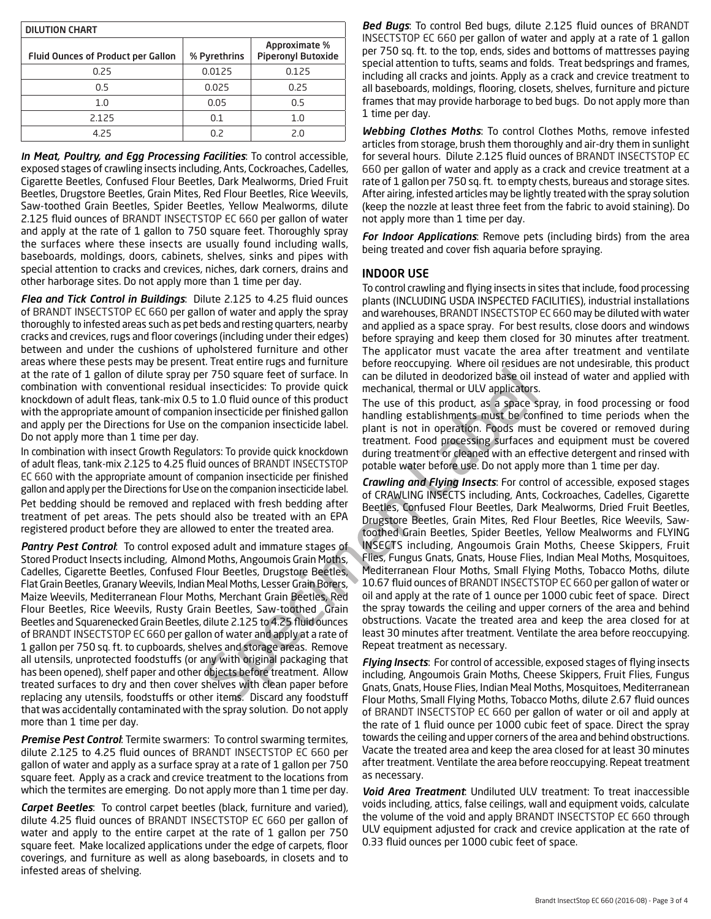| DILUTION CHART | | |
|---|---|---|
| Fluid Ounces of Product per Gallon | % Pyrethrins | Approximate % Piperonyl Butoxide |
| 0.25 | 0.0125 | 0.125 |
| 0.5 | 0.025 | 0.25 |
| 1.0 | 0.05 | 0.5 |
| 2.125 | 0.1 | 1.0 |
| 4.25 | 0.2 | 2.0 |

***In Meat, Poultry, and Egg Processing Facilities***: To control accessible, exposed stages of crawling insects including, Ants, Cockroaches, Cadelles, Cigarette Beetles, Confused Flour Beetles, Dark Mealworms, Dried Fruit Beetles, Drugstore Beetles, Grain Mites, Red Flour Beetles, Rice Weevils, Saw-toothed Grain Beetles, Spider Beetles, Yellow Mealworms, dilute 2.125 fluid ounces of BRANDT INSECTSTOP EC 660 per gallon of water and apply at the rate of 1 gallon to 750 square feet. Thoroughly spray the surfaces where these insects are usually found including walls, baseboards, moldings, doors, cabinets, shelves, sinks and pipes with special attention to cracks and crevices, niches, dark corners, drains and other harborage sites. Do not apply more than 1 time per day.

***Flea and Tick Control in Buildings***: Dilute 2.125 to 4.25 fluid ounces of BRANDT INSECTSTOP EC 660 per gallon of water and apply the spray thoroughly to infested areas such as pet beds and resting quarters, nearby cracks and crevices, rugs and floor coverings (including under their edges) between and under the cushions of upholstered furniture and other areas where these pests may be present. Treat entire rugs and furniture at the rate of 1 gallon of dilute spray per 750 square feet of surface. In combination with conventional residual insecticides: To provide quick knockdown of adult fleas, tank-mix 0.5 to 1.0 fluid ounce of this product with the appropriate amount of companion insecticide per finished gallon and apply per the Directions for Use on the companion insecticide label. Do not apply more than 1 time per day.

In combination with insect Growth Regulators: To provide quick knockdown of adult fleas, tank-mix 2.125 to 4.25 fluid ounces of BRANDT INSECTSTOP EC 660 with the appropriate amount of companion insecticide per finished gallon and apply per the Directions for Use on the companion insecticide label.

Pet bedding should be removed and replaced with fresh bedding after treatment of pet areas. The pets should also be treated with an EPA registered product before they are allowed to enter the treated area.

***Pantry Pest Control***: To control exposed adult and immature stages of Stored Product Insects including, Almond Moths, Angoumois Grain Moths, Cadelles, Cigarette Beetles, Confused Flour Beetles, Drugstore Beetles, Flat Grain Beetles, Granary Weevils, Indian Meal Moths, Lesser Grain Borers, Maize Weevils, Mediterranean Flour Moths, Merchant Grain Beetles, Red Flour Beetles, Rice Weevils, Rusty Grain Beetles, Saw-toothed Grain Beetles and Squarenecked Grain Beetles, dilute 2.125 to 4.25 fluid ounces of BRANDT INSECTSTOP EC 660 per gallon of water and apply at a rate of 1 gallon per 750 sq. ft. to cupboards, shelves and storage areas. Remove all utensils, unprotected foodstuffs (or any with original packaging that has been opened), shelf paper and other objects before treatment. Allow treated surfaces to dry and then cover shelves with clean paper before replacing any utensils, foodstuffs or other items. Discard any foodstuff that was accidentally contaminated with the spray solution. Do not apply more than 1 time per day.

***Premise Pest Control***: Termite swarmers: To control swarming termites, dilute 2.125 to 4.25 fluid ounces of BRANDT INSECTSTOP EC 660 per gallon of water and apply as a surface spray at a rate of 1 gallon per 750 square feet. Apply as a crack and crevice treatment to the locations from which the termites are emerging. Do not apply more than 1 time per day.

***Carpet Beetles***: To control carpet beetles (black, furniture and varied), dilute 4.25 fluid ounces of BRANDT INSECTSTOP EC 660 per gallon of water and apply to the entire carpet at the rate of 1 gallon per 750 square feet. Make localized applications under the edge of carpets, floor coverings, and furniture as well as along baseboards, in closets and to infested areas of shelving.

***Bed Bugs***: To control Bed bugs, dilute 2.125 fluid ounces of BRANDT INSECTSTOP EC 660 per gallon of water and apply at a rate of 1 gallon per 750 sq. ft. to the top, ends, sides and bottoms of mattresses paying special attention to tufts, seams and folds. Treat bedsprings and frames, including all cracks and joints. Apply as a crack and crevice treatment to all baseboards, moldings, flooring, closets, shelves, furniture and picture frames that may provide harborage to bed bugs. Do not apply more than 1 time per day.

***Webbing Clothes Moths***: To control Clothes Moths, remove infested articles from storage, brush them thoroughly and air-dry them in sunlight for several hours. Dilute 2.125 fluid ounces of BRANDT INSECTSTOP EC 660 per gallon of water and apply as a crack and crevice treatment at a rate of 1 gallon per 750 sq. ft. to empty chests, bureaus and storage sites. After airing, infested articles may be lightly treated with the spray solution (keep the nozzle at least three feet from the fabric to avoid staining). Do not apply more than 1 time per day.

***For Indoor Applications***: Remove pets (including birds) from the area being treated and cover fish aquaria before spraying.

## INDOOR USE

To control crawling and flying insects in sites that include, food processing plants (INCLUDING USDA INSPECTED FACILITIES), industrial installations and warehouses, BRANDT INSECTSTOP EC 660 may be diluted with water and applied as a space spray. For best results, close doors and windows before spraying and keep them closed for 30 minutes after treatment. The applicator must vacate the area after treatment and ventilate before reoccupying. Where oil residues are not undesirable, this product can be diluted in deodorized base oil instead of water and applied with mechanical, thermal or ULV applicators.

The use of this product, as a space spray, in food processing or food handling establishments must be confined to time periods when the plant is not in operation. Foods must be covered or removed during treatment. Food processing surfaces and equipment must be covered during treatment or cleaned with an effective detergent and rinsed with potable water before use. Do not apply more than 1 time per day.

***Crawling and Flying Insects***: For control of accessible, exposed stages of CRAWLING INSECTS including, Ants, Cockroaches, Cadelles, Cigarette Beetles, Confused Flour Beetles, Dark Mealworms, Dried Fruit Beetles, Drugstore Beetles, Grain Mites, Red Flour Beetles, Rice Weevils, Saw-toothed Grain Beetles, Spider Beetles, Yellow Mealworms and FLYING INSECTS including, Angoumois Grain Moths, Cheese Skippers, Fruit Flies, Fungus Gnats, Gnats, House Flies, Indian Meal Moths, Mosquitoes, Mediterranean Flour Moths, Small Flying Moths, Tobacco Moths, dilute 10.67 fluid ounces of BRANDT INSECTSTOP EC 660 per gallon of water or oil and apply at the rate of 1 ounce per 1000 cubic feet of space. Direct the spray towards the ceiling and upper corners of the area and behind obstructions. Vacate the treated area and keep the area closed for at least 30 minutes after treatment. Ventilate the area before reoccupying. Repeat treatment as necessary.

***Flying Insects***: For control of accessible, exposed stages of flying insects including, Angoumois Grain Moths, Cheese Skippers, Fruit Flies, Fungus Gnats, Gnats, House Flies, Indian Meal Moths, Mosquitoes, Mediterranean Flour Moths, Small Flying Moths, Tobacco Moths, dilute 2.67 fluid ounces of BRANDT INSECTSTOP EC 660 per gallon of water or oil and apply at the rate of 1 fluid ounce per 1000 cubic feet of space. Direct the spray towards the ceiling and upper corners of the area and behind obstructions. Vacate the treated area and keep the area closed for at least 30 minutes after treatment. Ventilate the area before reoccupying. Repeat treatment as necessary.

***Void Area Treatment***: Undiluted ULV treatment: To treat inaccessible voids including, attics, false ceilings, wall and equipment voids, calculate the volume of the void and apply BRANDT INSECTSTOP EC 660 through ULV equipment adjusted for crack and crevice application at the rate of 0.33 fluid ounces per 1000 cubic feet of space.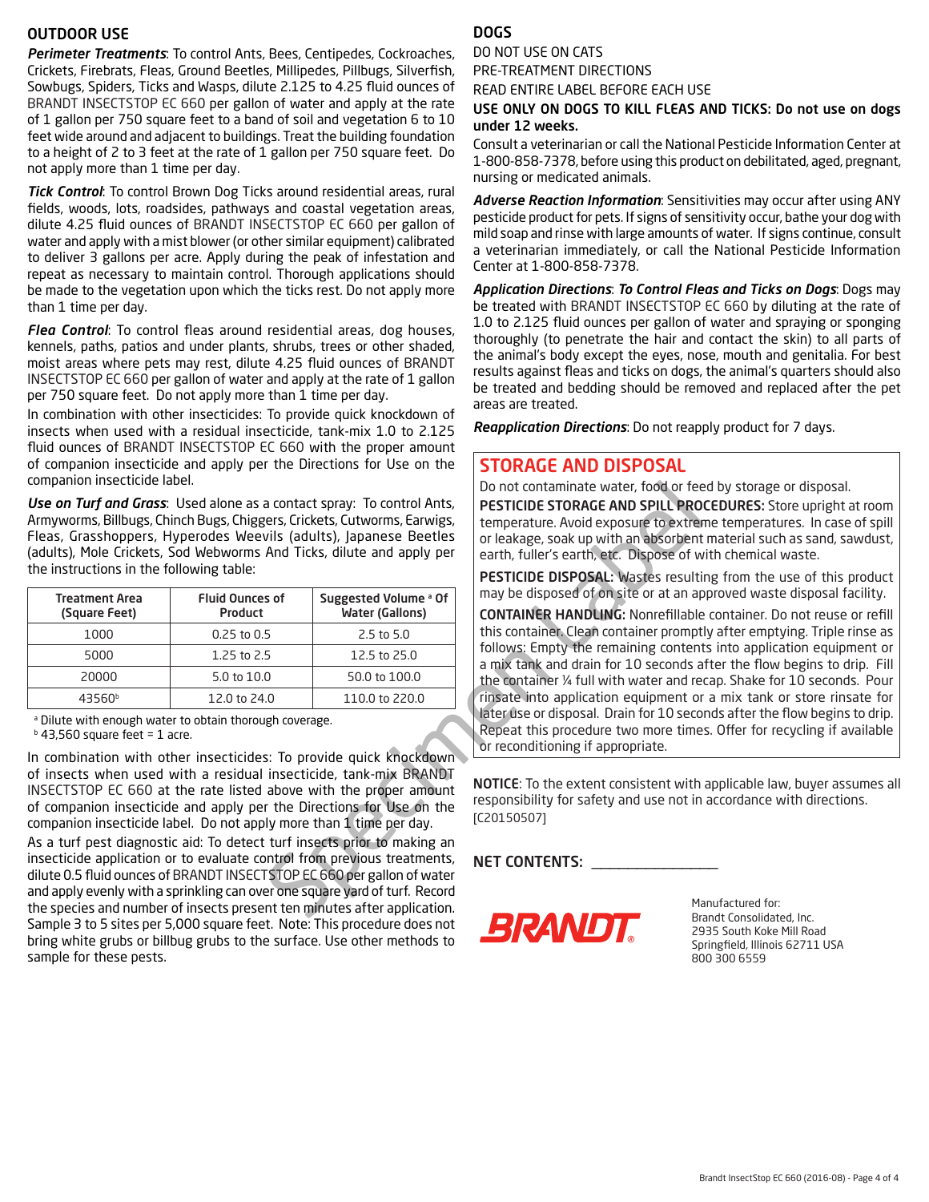## OUTDOOR USE

***Perimeter Treatments***: To control Ants, Bees, Centipedes, Cockroaches, Crickets, Firebrats, Fleas, Ground Beetles, Millipedes, Pillbugs, Silverfish, Sowbugs, Spiders, Ticks and Wasps, dilute 2.125 to 4.25 fluid ounces of BRANDT INSECTSTOP EC 660 per gallon of water and apply at the rate of 1 gallon per 750 square feet to a band of soil and vegetation 6 to 10 feet wide around and adjacent to buildings. Treat the building foundation to a height of 2 to 3 feet at the rate of 1 gallon per 750 square feet. Do not apply more than 1 time per day.

***Tick Control***: To control Brown Dog Ticks around residential areas, rural fields, woods, lots, roadsides, pathways and coastal vegetation areas, dilute 4.25 fluid ounces of BRANDT INSECTSTOP EC 660 per gallon of water and apply with a mist blower (or other similar equipment) calibrated to deliver 3 gallons per acre. Apply during the peak of infestation and repeat as necessary to maintain control. Thorough applications should be made to the vegetation upon which the ticks rest. Do not apply more than 1 time per day.

***Flea Control***: To control fleas around residential areas, dog houses, kennels, paths, patios and under plants, shrubs, trees or other shaded, moist areas where pets may rest, dilute 4.25 fluid ounces of BRANDT INSECTSTOP EC 660 per gallon of water and apply at the rate of 1 gallon per 750 square feet. Do not apply more than 1 time per day.

In combination with other insecticides: To provide quick knockdown of insects when used with a residual insecticide, tank-mix 1.0 to 2.125 fluid ounces of BRANDT INSECTSTOP EC 660 with the proper amount of companion insecticide and apply per the Directions for Use on the companion insecticide label.

***Use on Turf and Grass***: Used alone as a contact spray: To control Ants, Armyworms, Billbugs, Chinch Bugs, Chiggers, Crickets, Cutworms, Earwigs, Fleas, Grasshoppers, Hyperodes Weevils (adults), Japanese Beetles (adults), Mole Crickets, Sod Webworms And Ticks, dilute and apply per the instructions in the following table:

| Treatment Area (Square Feet) | Fluid Ounces of Product | Suggested Volume [a] Of Water (Gallons) |
|---|---|---|
| 1000 | 0.25 to 0.5 | 2.5 to 5.0 |
| 5000 | 1.25 to 2.5 | 12.5 to 25.0 |
| 20000 | 5.0 to 10.0 | 50.0 to 100.0 |
| 43560[b] | 12.0 to 24.0 | 110.0 to 220.0 |

[a] Dilute with enough water to obtain thorough coverage.
[b] 43,560 square feet = 1 acre.

In combination with other insecticides: To provide quick knockdown of insects when used with a residual insecticide, tank-mix BRANDT INSECTSTOP EC 660 at the rate listed above with the proper amount of companion insecticide and apply per the Directions for Use on the companion insecticide label. Do not apply more than 1 time per day.

As a turf pest diagnostic aid: To detect turf insects prior to making an insecticide application or to evaluate control from previous treatments, dilute 0.5 fluid ounces of BRANDT INSECTSTOP EC 660 per gallon of water and apply evenly with a sprinkling can over one square yard of turf. Record the species and number of insects present ten minutes after application. Sample 3 to 5 sites per 5,000 square feet. Note: This procedure does not bring white grubs or billbug grubs to the surface. Use other methods to sample for these pests.

## DOGS

DO NOT USE ON CATS

PRE-TREATMENT DIRECTIONS

READ ENTIRE LABEL BEFORE EACH USE

**USE ONLY ON DOGS TO KILL FLEAS AND TICKS: Do not use on dogs under 12 weeks.**

Consult a veterinarian or call the National Pesticide Information Center at 1-800-858-7378, before using this product on debilitated, aged, pregnant, nursing or medicated animals.

***Adverse Reaction Information***: Sensitivities may occur after using ANY pesticide product for pets. If signs of sensitivity occur, bathe your dog with mild soap and rinse with large amounts of water. If signs continue, consult a veterinarian immediately, or call the National Pesticide Information Center at 1-800-858-7378.

***Application Directions***: ***To Control Fleas and Ticks on Dogs***: Dogs may be treated with BRANDT INSECTSTOP EC 660 by diluting at the rate of 1.0 to 2.125 fluid ounces per gallon of water and spraying or sponging thoroughly (to penetrate the hair and contact the skin) to all parts of the animal's body except the eyes, nose, mouth and genitalia. For best results against fleas and ticks on dogs, the animal's quarters should also be treated and bedding should be removed and replaced after the pet areas are treated.

***Reapplication Directions***: Do not reapply product for 7 days.

## STORAGE AND DISPOSAL

Do not contaminate water, food or feed by storage or disposal.

**PESTICIDE STORAGE AND SPILL PROCEDURES:** Store upright at room temperature. Avoid exposure to extreme temperatures. In case of spill or leakage, soak up with an absorbent material such as sand, sawdust, earth, fuller's earth, etc. Dispose of with chemical waste.

**PESTICIDE DISPOSAL:** Wastes resulting from the use of this product may be disposed of on site or at an approved waste disposal facility.

**CONTAINER HANDLING:** Nonrefillable container. Do not reuse or refill this container. Clean container promptly after emptying. Triple rinse as follows: Empty the remaining contents into application equipment or a mix tank and drain for 10 seconds after the flow begins to drip. Fill the container ¼ full with water and recap. Shake for 10 seconds. Pour rinsate into application equipment or a mix tank or store rinsate for later use or disposal. Drain for 10 seconds after the flow begins to drip. Repeat this procedure two more times. Offer for recycling if available or reconditioning if appropriate.

**NOTICE**: To the extent consistent with applicable law, buyer assumes all responsibility for safety and use not in accordance with directions. [C20150507]

**NET CONTENTS:** ________________

BRANDT

Manufactured for:
Brandt Consolidated, Inc.
2935 South Koke Mill Road
Springfield, Illinois 62711 USA
800 300 6559